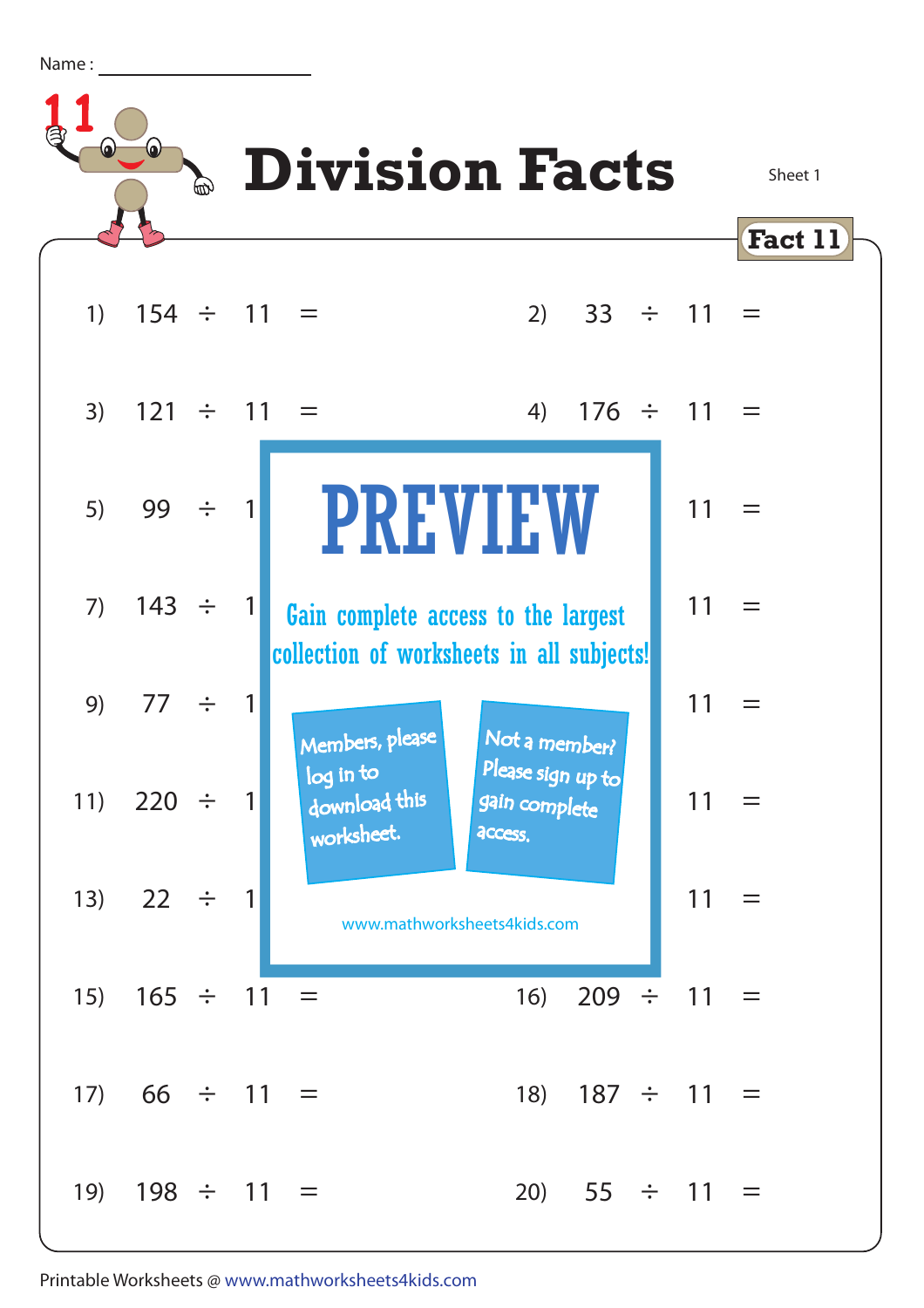Name : ____________________

# Division Facts

Sheet 1

**Fact 11**

1) $154 \div 11 =$

2) $33 \div 11 =$

3) $121 \div 11 =$

4) $176 \div 11 =$

5) $99 \div 1$

6) $11 =$

7) $143 \div 1$

8) $11 =$

9) $77 \div 1$

10) $11 =$

11) $220 \div 1$

12) $11 =$

13) $22 \div 1$

14) $11 =$

15) $165 \div 11 =$

16) $209 \div 11 =$

17) $66 \div 11 =$

18) $187 \div 11 =$

19) $198 \div 11 =$

20) $55 \div 11 =$

**PREVIEW**

Gain complete access to the largest collection of worksheets in all subjects!

Members, please log in to download this worksheet.

Not a member? Please sign up to gain complete access.

www.mathworksheets4kids.com

Printable Worksheets @ www.mathworksheets4kids.com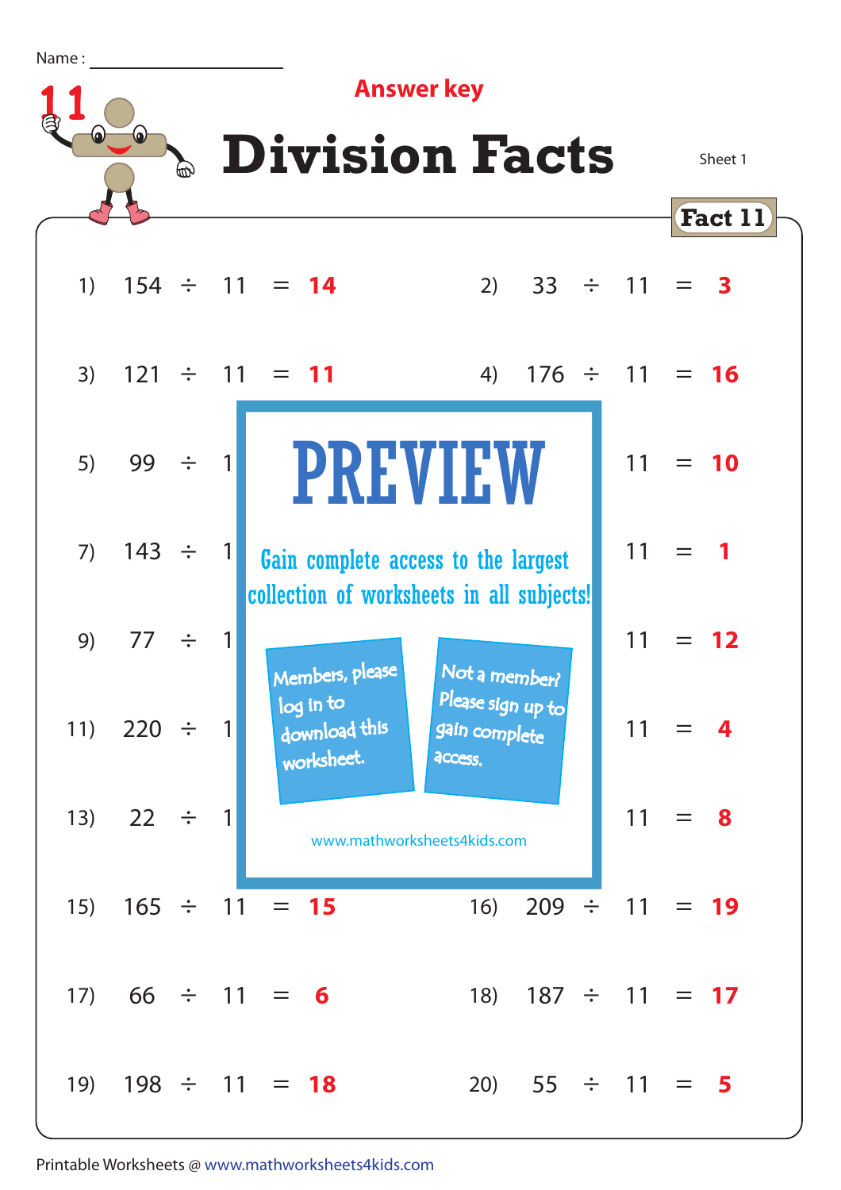Name : ____________________

**Answer key**

# Division Facts

Sheet 1

**Fact 11**

1) $154 \div 11 =$ **14**

2) $33 \div 11 =$ **3**

3) $121 \div 11 =$ **11**

4) $176 \div 11 =$ **16**

5) 99 ÷ 1

11 = **10**

7) 143 ÷ 1

11 = **1**

9) 77 ÷ 1

11 = **12**

11) 220 ÷ 1

11 = **4**

13) 22 ÷ 1

11 = **8**

**PREVIEW**

Gain complete access to the largest collection of worksheets in all subjects!

Members, please log in to download this worksheet.

Not a member? Please sign up to gain complete access.

www.mathworksheets4kids.com

15) $165 \div 11 =$ **15**

16) $209 \div 11 =$ **19**

17) $66 \div 11 =$ **6**

18) $187 \div 11 =$ **17**

19) $198 \div 11 =$ **18**

20) $55 \div 11 =$ **5**